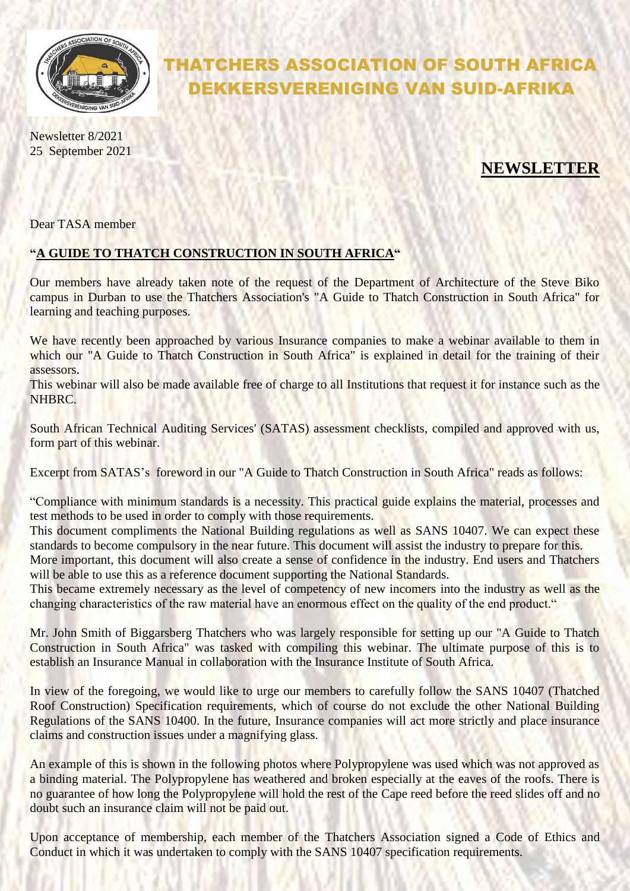# THATCHERS ASSOCIATION OF SOUTH AFRICA
# DEKKERSVERENIGING VAN SUID-AFRIKA

Newsletter 8/2021
25 September 2021

## NEWSLETTER

Dear TASA member

**"A GUIDE TO THATCH CONSTRUCTION IN SOUTH AFRICA"**

Our members have already taken note of the request of the Department of Architecture of the Steve Biko campus in Durban to use the Thatchers Association's "A Guide to Thatch Construction in South Africa" for learning and teaching purposes.

We have recently been approached by various Insurance companies to make a webinar available to them in which our "A Guide to Thatch Construction in South Africa" is explained in detail for the training of their assessors.
This webinar will also be made available free of charge to all Institutions that request it for instance such as the NHBRC.

South African Technical Auditing Services' (SATAS) assessment checklists, compiled and approved with us, form part of this webinar.

Excerpt from SATAS's foreword in our "A Guide to Thatch Construction in South Africa" reads as follows:

"Compliance with minimum standards is a necessity. This practical guide explains the material, processes and test methods to be used in order to comply with those requirements.
This document compliments the National Building regulations as well as SANS 10407. We can expect these standards to become compulsory in the near future. This document will assist the industry to prepare for this.
More important, this document will also create a sense of confidence in the industry. End users and Thatchers will be able to use this as a reference document supporting the National Standards.
This became extremely necessary as the level of competency of new incomers into the industry as well as the changing characteristics of the raw material have an enormous effect on the quality of the end product."

Mr. John Smith of Biggarsberg Thatchers who was largely responsible for setting up our "A Guide to Thatch Construction in South Africa" was tasked with compiling this webinar. The ultimate purpose of this is to establish an Insurance Manual in collaboration with the Insurance Institute of South Africa.

In view of the foregoing, we would like to urge our members to carefully follow the SANS 10407 (Thatched Roof Construction) Specification requirements, which of course do not exclude the other National Building Regulations of the SANS 10400. In the future, Insurance companies will act more strictly and place insurance claims and construction issues under a magnifying glass.

An example of this is shown in the following photos where Polypropylene was used which was not approved as a binding material. The Polypropylene has weathered and broken especially at the eaves of the roofs. There is no guarantee of how long the Polypropylene will hold the rest of the Cape reed before the reed slides off and no doubt such an insurance claim will not be paid out.

Upon acceptance of membership, each member of the Thatchers Association signed a Code of Ethics and Conduct in which it was undertaken to comply with the SANS 10407 specification requirements.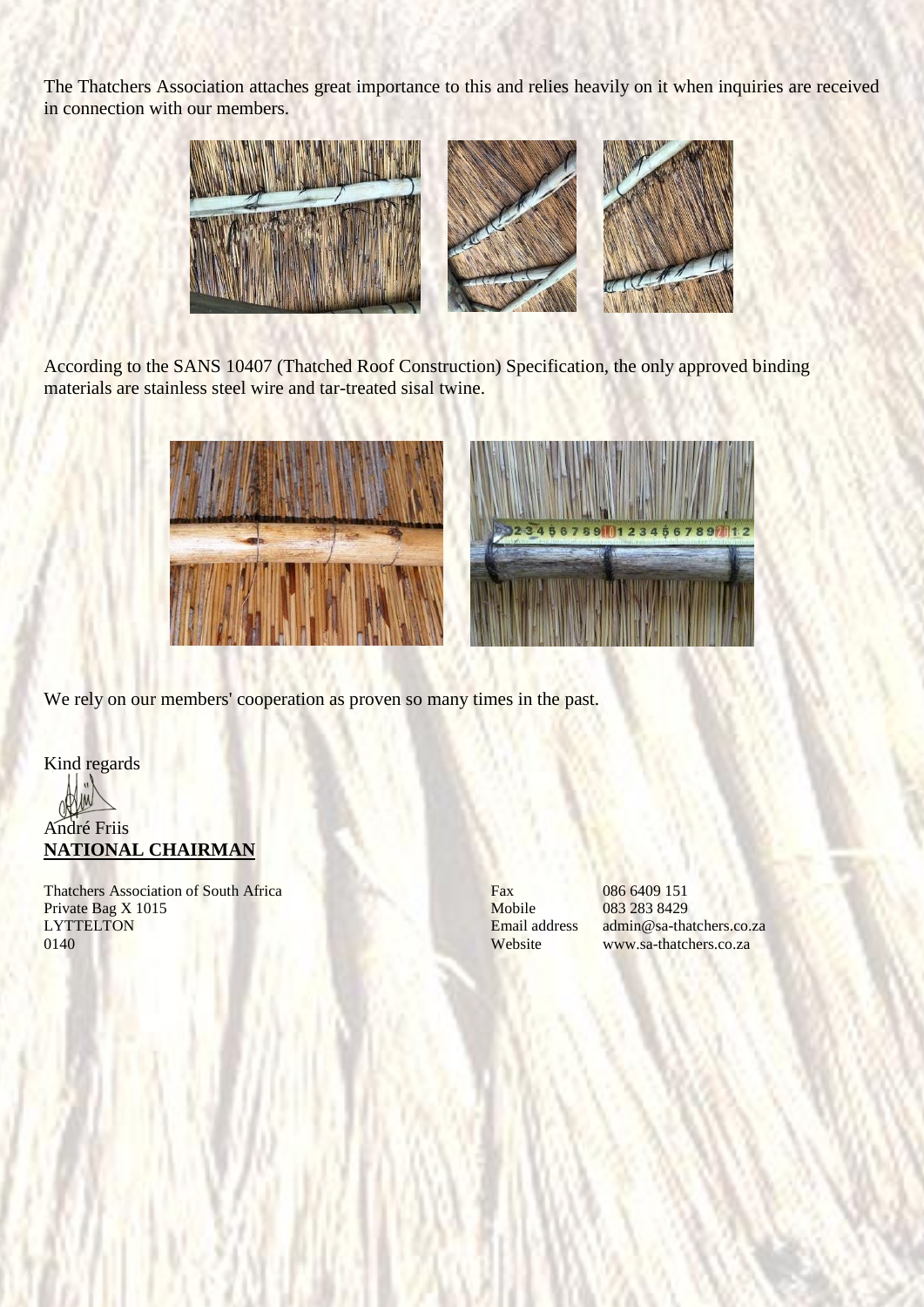The Thatchers Association attaches great importance to this and relies heavily on it when inquiries are received in connection with our members.

According to the SANS 10407 (Thatched Roof Construction) Specification, the only approved binding materials are stainless steel wire and tar-treated sisal twine.

We rely on our members' cooperation as proven so many times in the past.

Kind regards

André Friis
**NATIONAL CHAIRMAN**

Thatchers Association of South Africa
Private Bag X 1015
LYTTELTON
0140

| | |
|---|---|
| Fax | 086 6409 151 |
| Mobile | 083 283 8429 |
| Email address | admin@sa-thatchers.co.za |
| Website | www.sa-thatchers.co.za |